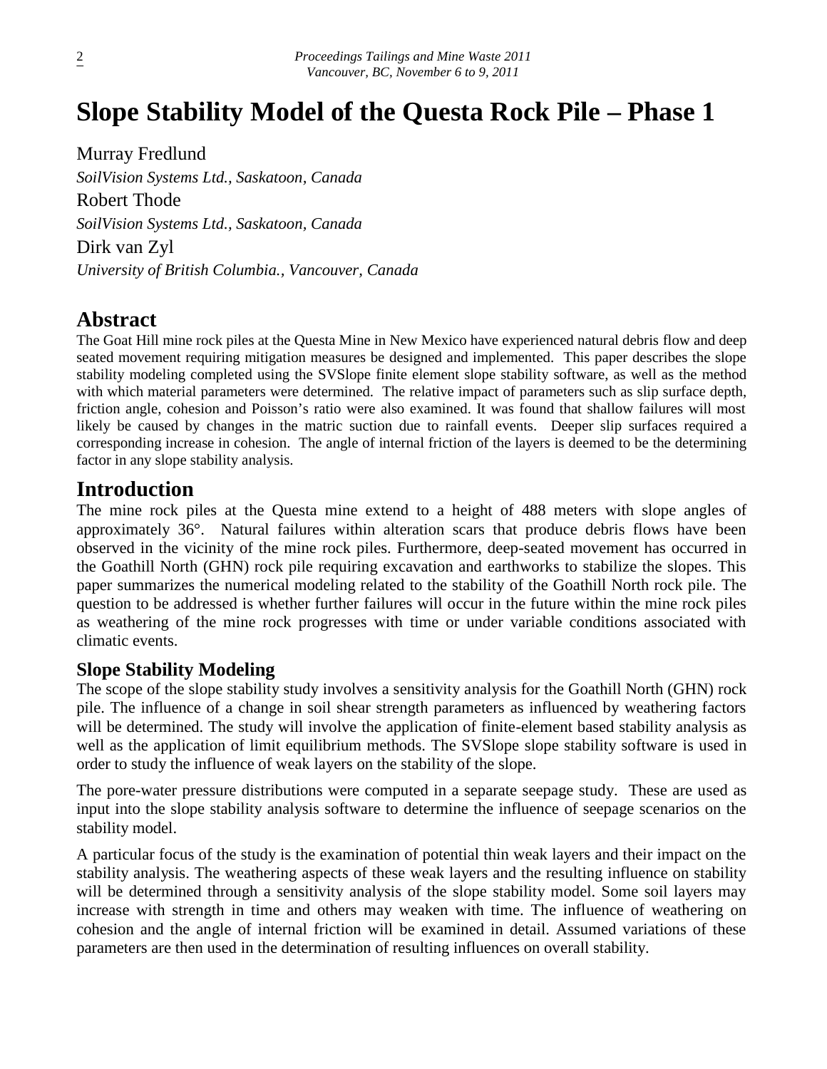# Slope Stability Model of the Questa Rock Pile – Phase 1

Murray Fredlund

*SoilVision Systems Ltd., Saskatoon, Canada*

Robert Thode

*SoilVision Systems Ltd., Saskatoon, Canada*

Dirk van Zyl

*University of British Columbia., Vancouver, Canada*

## Abstract

The Goat Hill mine rock piles at the Questa Mine in New Mexico have experienced natural debris flow and deep seated movement requiring mitigation measures be designed and implemented. This paper describes the slope stability modeling completed using the SVSlope finite element slope stability software, as well as the method with which material parameters were determined. The relative impact of parameters such as slip surface depth, friction angle, cohesion and Poisson's ratio were also examined. It was found that shallow failures will most likely be caused by changes in the matric suction due to rainfall events. Deeper slip surfaces required a corresponding increase in cohesion. The angle of internal friction of the layers is deemed to be the determining factor in any slope stability analysis.

## Introduction

The mine rock piles at the Questa mine extend to a height of 488 meters with slope angles of approximately 36°. Natural failures within alteration scars that produce debris flows have been observed in the vicinity of the mine rock piles. Furthermore, deep-seated movement has occurred in the Goathill North (GHN) rock pile requiring excavation and earthworks to stabilize the slopes. This paper summarizes the numerical modeling related to the stability of the Goathill North rock pile. The question to be addressed is whether further failures will occur in the future within the mine rock piles as weathering of the mine rock progresses with time or under variable conditions associated with climatic events.

### Slope Stability Modeling

The scope of the slope stability study involves a sensitivity analysis for the Goathill North (GHN) rock pile. The influence of a change in soil shear strength parameters as influenced by weathering factors will be determined. The study will involve the application of finite-element based stability analysis as well as the application of limit equilibrium methods. The SVSlope slope stability software is used in order to study the influence of weak layers on the stability of the slope.

The pore-water pressure distributions were computed in a separate seepage study. These are used as input into the slope stability analysis software to determine the influence of seepage scenarios on the stability model.

A particular focus of the study is the examination of potential thin weak layers and their impact on the stability analysis. The weathering aspects of these weak layers and the resulting influence on stability will be determined through a sensitivity analysis of the slope stability model. Some soil layers may increase with strength in time and others may weaken with time. The influence of weathering on cohesion and the angle of internal friction will be examined in detail. Assumed variations of these parameters are then used in the determination of resulting influences on overall stability.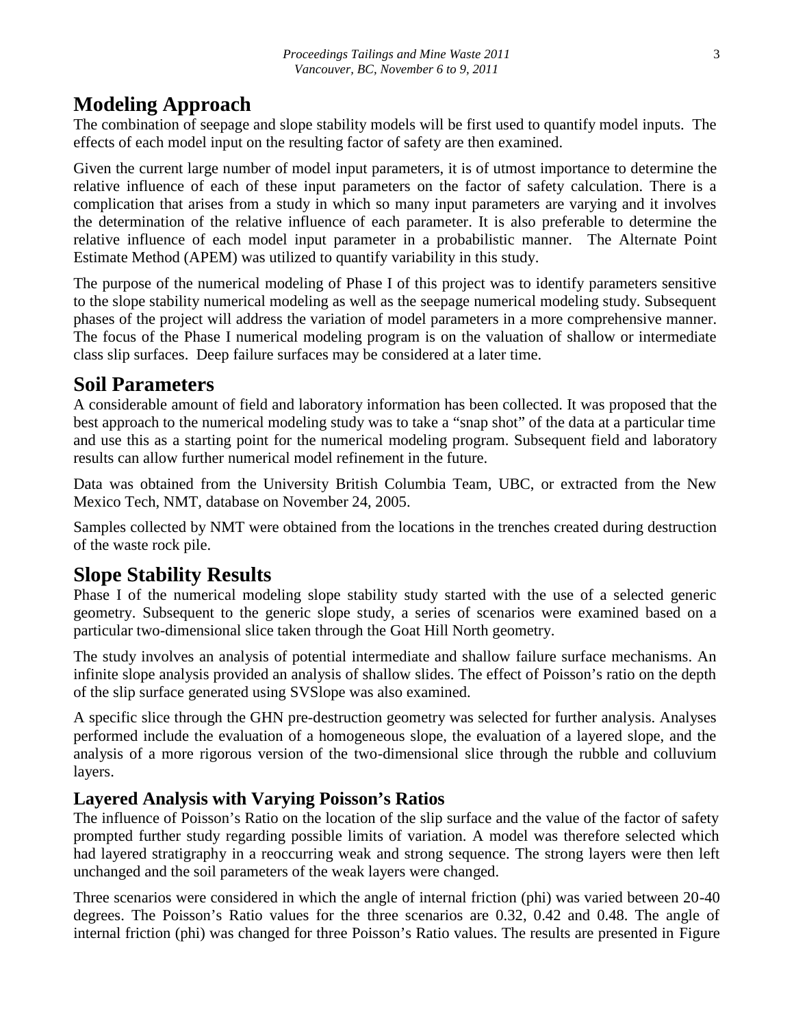## Modeling Approach

The combination of seepage and slope stability models will be first used to quantify model inputs. The effects of each model input on the resulting factor of safety are then examined.

Given the current large number of model input parameters, it is of utmost importance to determine the relative influence of each of these input parameters on the factor of safety calculation. There is a complication that arises from a study in which so many input parameters are varying and it involves the determination of the relative influence of each parameter. It is also preferable to determine the relative influence of each model input parameter in a probabilistic manner. The Alternate Point Estimate Method (APEM) was utilized to quantify variability in this study.

The purpose of the numerical modeling of Phase I of this project was to identify parameters sensitive to the slope stability numerical modeling as well as the seepage numerical modeling study. Subsequent phases of the project will address the variation of model parameters in a more comprehensive manner. The focus of the Phase I numerical modeling program is on the valuation of shallow or intermediate class slip surfaces. Deep failure surfaces may be considered at a later time.

## Soil Parameters

A considerable amount of field and laboratory information has been collected. It was proposed that the best approach to the numerical modeling study was to take a "snap shot" of the data at a particular time and use this as a starting point for the numerical modeling program. Subsequent field and laboratory results can allow further numerical model refinement in the future.

Data was obtained from the University British Columbia Team, UBC, or extracted from the New Mexico Tech, NMT, database on November 24, 2005.

Samples collected by NMT were obtained from the locations in the trenches created during destruction of the waste rock pile.

## Slope Stability Results

Phase I of the numerical modeling slope stability study started with the use of a selected generic geometry. Subsequent to the generic slope study, a series of scenarios were examined based on a particular two-dimensional slice taken through the Goat Hill North geometry.

The study involves an analysis of potential intermediate and shallow failure surface mechanisms. An infinite slope analysis provided an analysis of shallow slides. The effect of Poisson's ratio on the depth of the slip surface generated using SVSlope was also examined.

A specific slice through the GHN pre-destruction geometry was selected for further analysis. Analyses performed include the evaluation of a homogeneous slope, the evaluation of a layered slope, and the analysis of a more rigorous version of the two-dimensional slice through the rubble and colluvium layers.

### Layered Analysis with Varying Poisson's Ratios

The influence of Poisson's Ratio on the location of the slip surface and the value of the factor of safety prompted further study regarding possible limits of variation. A model was therefore selected which had layered stratigraphy in a reoccurring weak and strong sequence. The strong layers were then left unchanged and the soil parameters of the weak layers were changed.

Three scenarios were considered in which the angle of internal friction (phi) was varied between 20-40 degrees. The Poisson's Ratio values for the three scenarios are 0.32, 0.42 and 0.48. The angle of internal friction (phi) was changed for three Poisson's Ratio values. The results are presented in Figure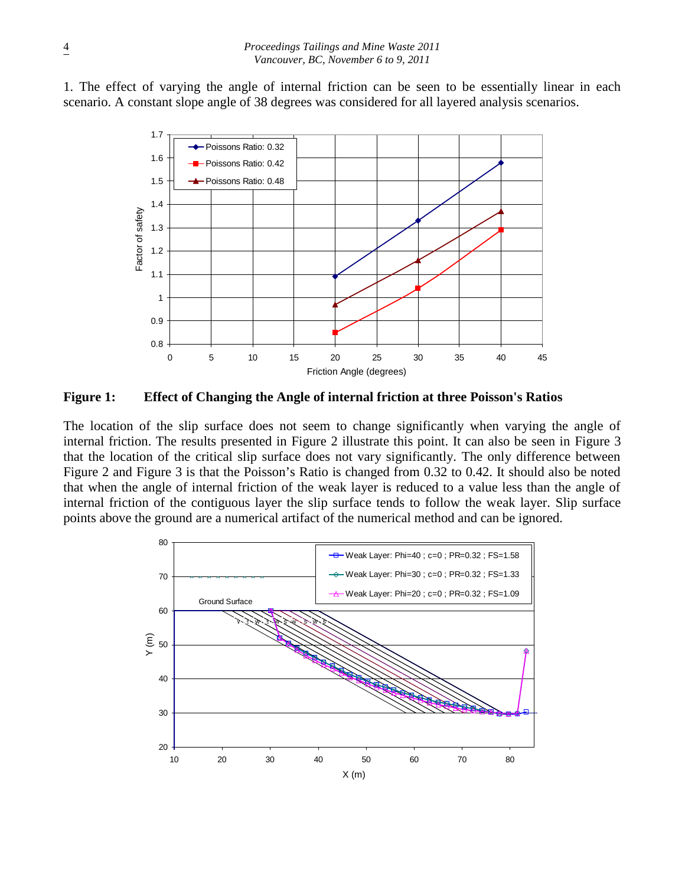1. The effect of varying the angle of internal friction can be seen to be essentially linear in each scenario. A constant slope angle of 38 degrees was considered for all layered analysis scenarios.

**Figure 1: Effect of Changing the Angle of internal friction at three Poisson's Ratios**

The location of the slip surface does not seem to change significantly when varying the angle of internal friction. The results presented in Figure 2 illustrate this point. It can also be seen in Figure 3 that the location of the critical slip surface does not vary significantly. The only difference between Figure 2 and Figure 3 is that the Poisson's Ratio is changed from 0.32 to 0.42. It should also be noted that when the angle of internal friction of the weak layer is reduced to a value less than the angle of internal friction of the contiguous layer the slip surface tends to follow the weak layer. Slip surface points above the ground are a numerical artifact of the numerical method and can be ignored.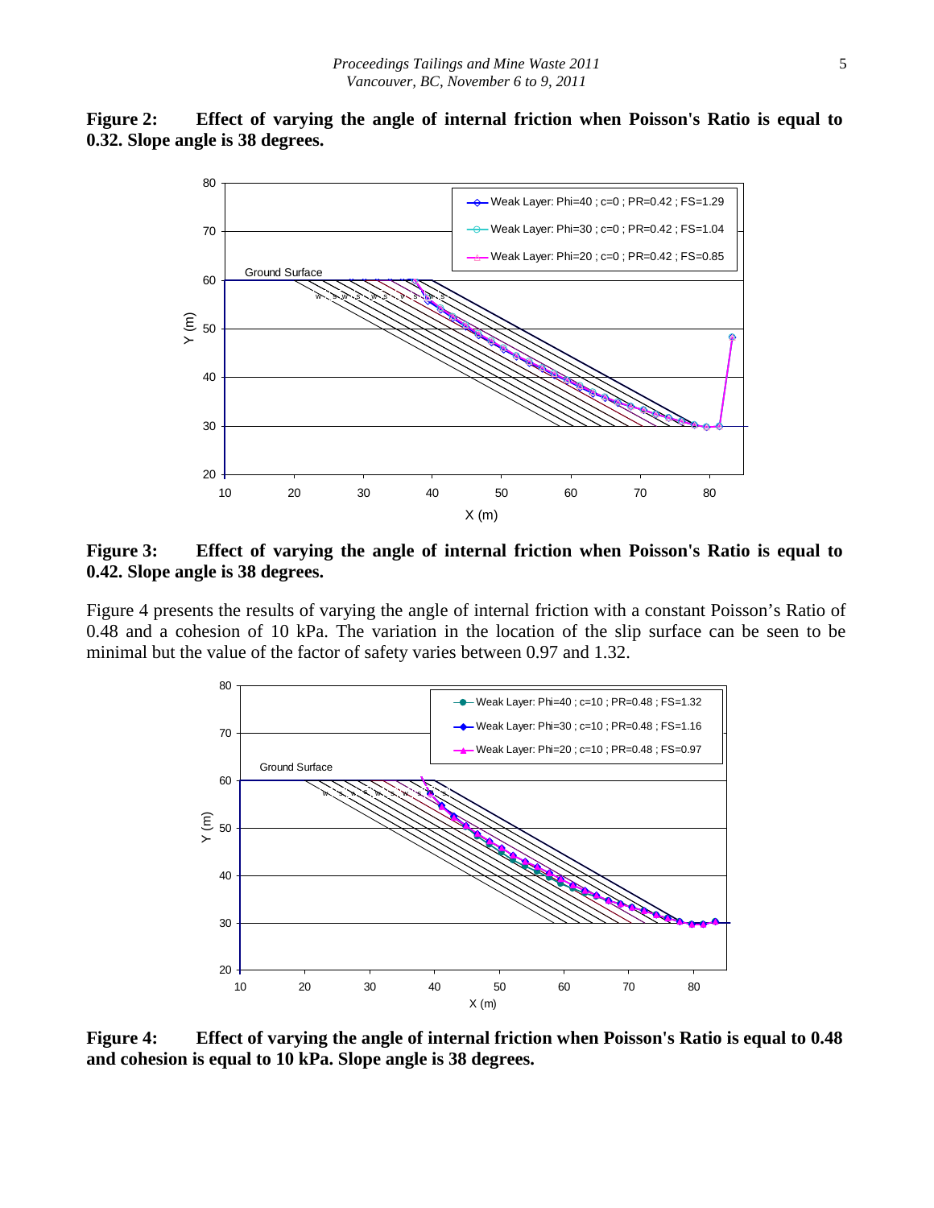**Figure 2: Effect of varying the angle of internal friction when Poisson's Ratio is equal to 0.32. Slope angle is 38 degrees.**

**Figure 3: Effect of varying the angle of internal friction when Poisson's Ratio is equal to 0.42. Slope angle is 38 degrees.**

Figure 4 presents the results of varying the angle of internal friction with a constant Poisson's Ratio of 0.48 and a cohesion of 10 kPa. The variation in the location of the slip surface can be seen to be minimal but the value of the factor of safety varies between 0.97 and 1.32.

**Figure 4: Effect of varying the angle of internal friction when Poisson's Ratio is equal to 0.48 and cohesion is equal to 10 kPa. Slope angle is 38 degrees.**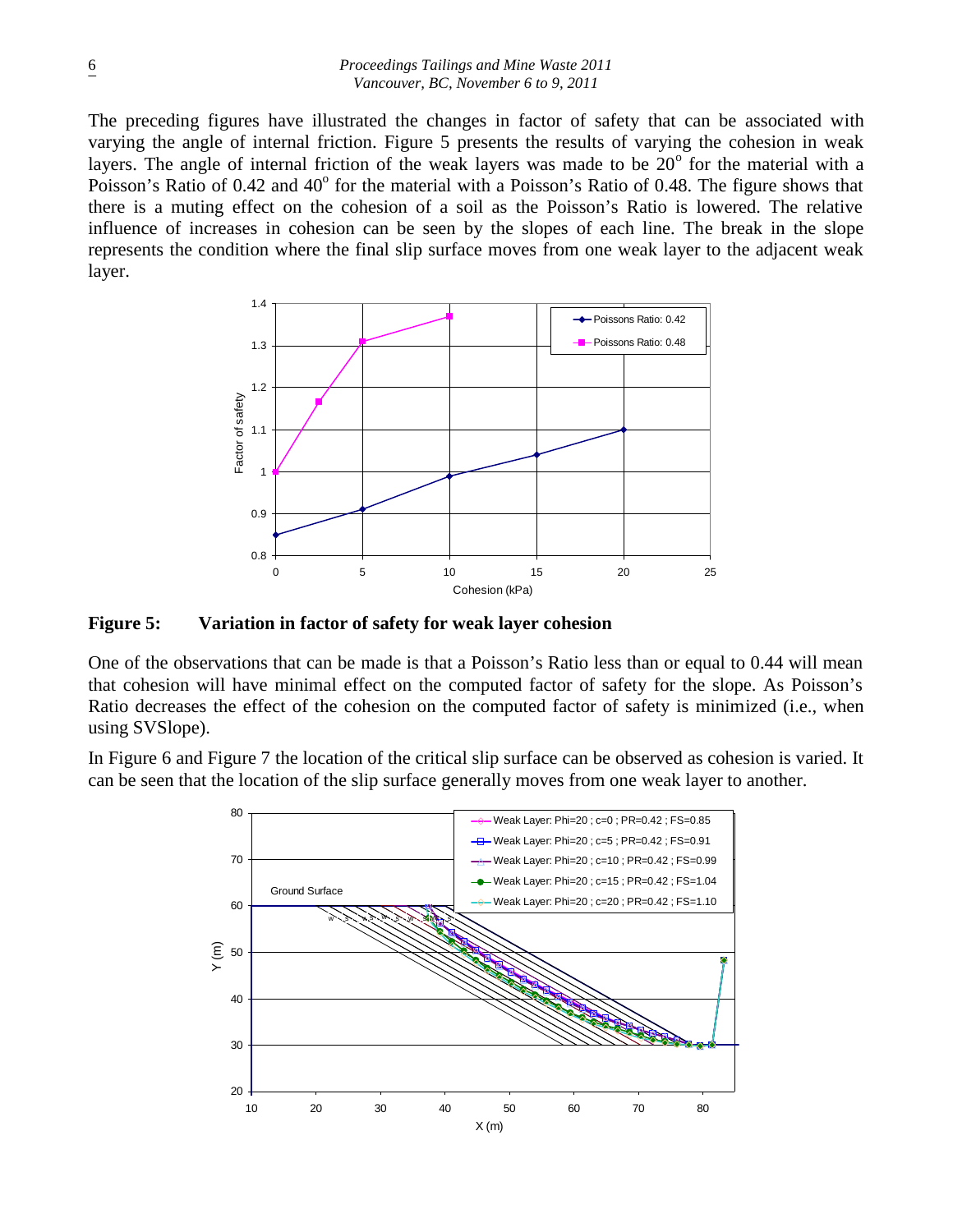The preceding figures have illustrated the changes in factor of safety that can be associated with varying the angle of internal friction. Figure 5 presents the results of varying the cohesion in weak layers. The angle of internal friction of the weak layers was made to be $20^{o}$ for the material with a Poisson's Ratio of 0.42 and $40^{o}$ for the material with a Poisson's Ratio of 0.48. The figure shows that there is a muting effect on the cohesion of a soil as the Poisson's Ratio is lowered. The relative influence of increases in cohesion can be seen by the slopes of each line. The break in the slope represents the condition where the final slip surface moves from one weak layer to the adjacent weak layer.

**Figure 5: Variation in factor of safety for weak layer cohesion**

One of the observations that can be made is that a Poisson's Ratio less than or equal to 0.44 will mean that cohesion will have minimal effect on the computed factor of safety for the slope. As Poisson's Ratio decreases the effect of the cohesion on the computed factor of safety is minimized (i.e., when using SVSlope).

In Figure 6 and Figure 7 the location of the critical slip surface can be observed as cohesion is varied. It can be seen that the location of the slip surface generally moves from one weak layer to another.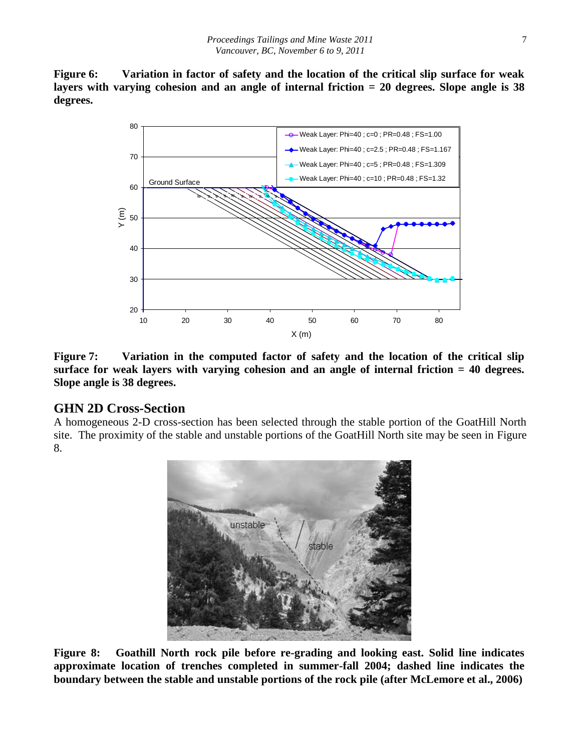**Figure 6: Variation in factor of safety and the location of the critical slip surface for weak layers with varying cohesion and an angle of internal friction = 20 degrees. Slope angle is 38 degrees.**

**Figure 7: Variation in the computed factor of safety and the location of the critical slip surface for weak layers with varying cohesion and an angle of internal friction = 40 degrees. Slope angle is 38 degrees.**

## GHN 2D Cross-Section

A homogeneous 2-D cross-section has been selected through the stable portion of the GoatHill North site. The proximity of the stable and unstable portions of the GoatHill North site may be seen in Figure 8.

**Figure 8: Goathill North rock pile before re-grading and looking east. Solid line indicates approximate location of trenches completed in summer-fall 2004; dashed line indicates the boundary between the stable and unstable portions of the rock pile (after McLemore et al., 2006)**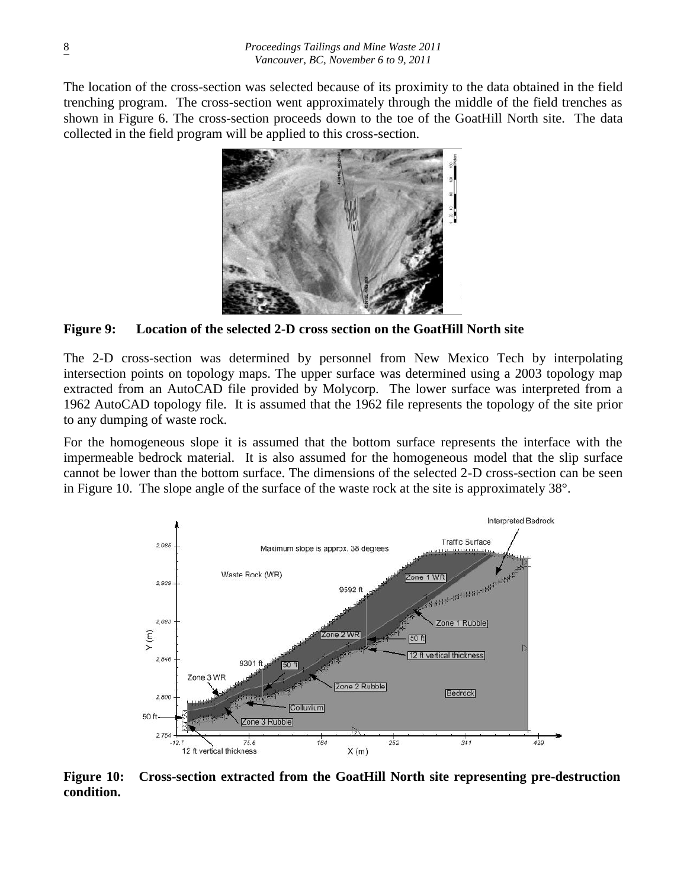The location of the cross-section was selected because of its proximity to the data obtained in the field trenching program. The cross-section went approximately through the middle of the field trenches as shown in Figure 6. The cross-section proceeds down to the toe of the GoatHill North site. The data collected in the field program will be applied to this cross-section.

**Figure 9: Location of the selected 2-D cross section on the GoatHill North site**

The 2-D cross-section was determined by personnel from New Mexico Tech by interpolating intersection points on topology maps. The upper surface was determined using a 2003 topology map extracted from an AutoCAD file provided by Molycorp. The lower surface was interpreted from a 1962 AutoCAD topology file. It is assumed that the 1962 file represents the topology of the site prior to any dumping of waste rock.

For the homogeneous slope it is assumed that the bottom surface represents the interface with the impermeable bedrock material. It is also assumed for the homogeneous model that the slip surface cannot be lower than the bottom surface. The dimensions of the selected 2-D cross-section can be seen in Figure 10. The slope angle of the surface of the waste rock at the site is approximately 38°.

**Figure 10: Cross-section extracted from the GoatHill North site representing pre-destruction condition.**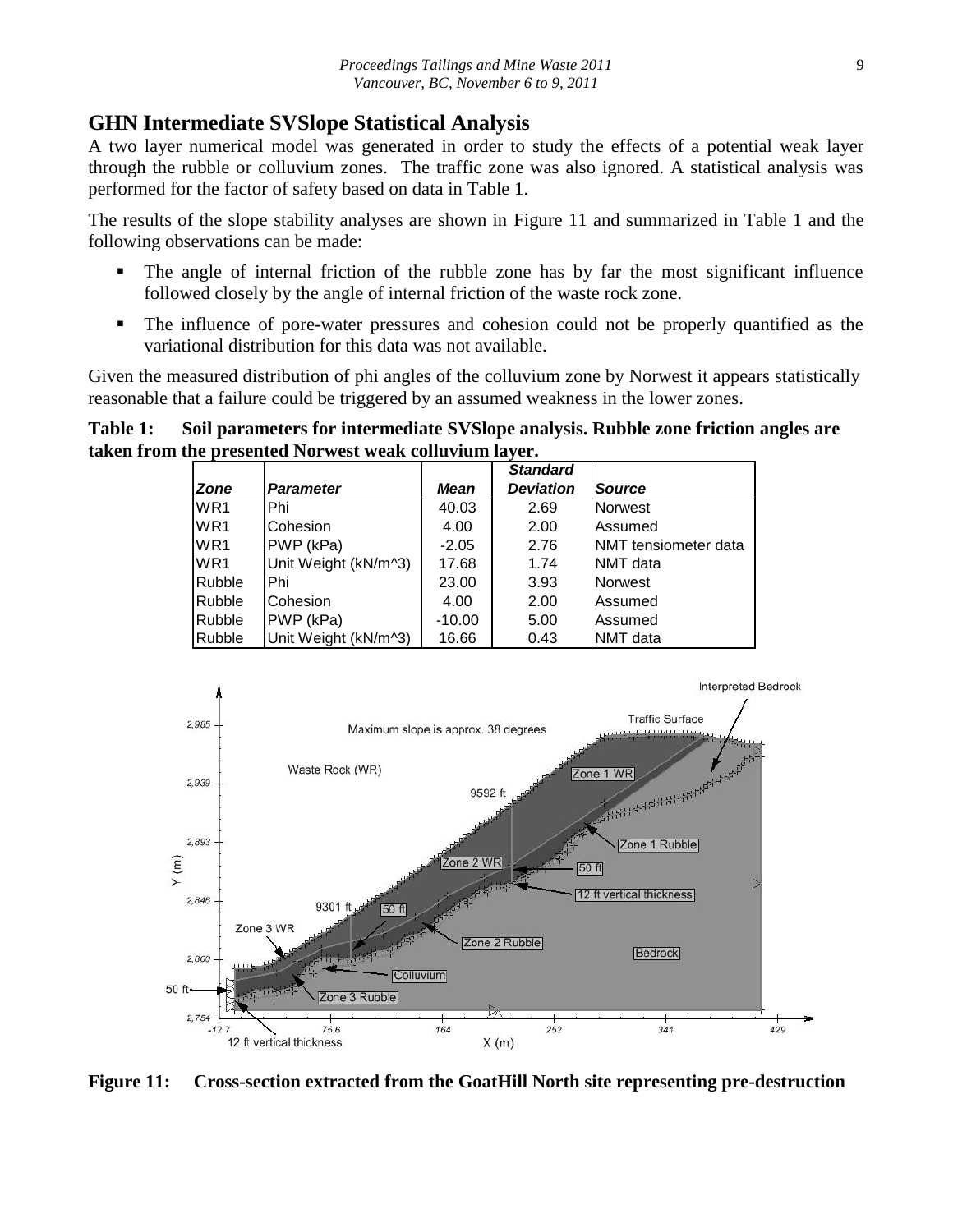## GHN Intermediate SVSlope Statistical Analysis

A two layer numerical model was generated in order to study the effects of a potential weak layer through the rubble or colluvium zones. The traffic zone was also ignored. A statistical analysis was performed for the factor of safety based on data in Table 1.

The results of the slope stability analyses are shown in Figure 11 and summarized in Table 1 and the following observations can be made:

- The angle of internal friction of the rubble zone has by far the most significant influence followed closely by the angle of internal friction of the waste rock zone.
- The influence of pore-water pressures and cohesion could not be properly quantified as the variational distribution for this data was not available.

Given the measured distribution of phi angles of the colluvium zone by Norwest it appears statistically reasonable that a failure could be triggered by an assumed weakness in the lower zones.

**Table 1: Soil parameters for intermediate SVSlope analysis. Rubble zone friction angles are taken from the presented Norwest weak colluvium layer.**

| *Zone* | *Parameter* | *Mean* | *Standard Deviation* | *Source* |
|---|---|---|---|---|
| WR1 | Phi | 40.03 | 2.69 | Norwest |
| WR1 | Cohesion | 4.00 | 2.00 | Assumed |
| WR1 | PWP (kPa) | -2.05 | 2.76 | NMT tensiometer data |
| WR1 | Unit Weight (kN/m^3) | 17.68 | 1.74 | NMT data |
| Rubble | Phi | 23.00 | 3.93 | Norwest |
| Rubble | Cohesion | 4.00 | 2.00 | Assumed |
| Rubble | PWP (kPa) | -10.00 | 5.00 | Assumed |
| Rubble | Unit Weight (kN/m^3) | 16.66 | 0.43 | NMT data |

**Figure 11: Cross-section extracted from the GoatHill North site representing pre-destruction**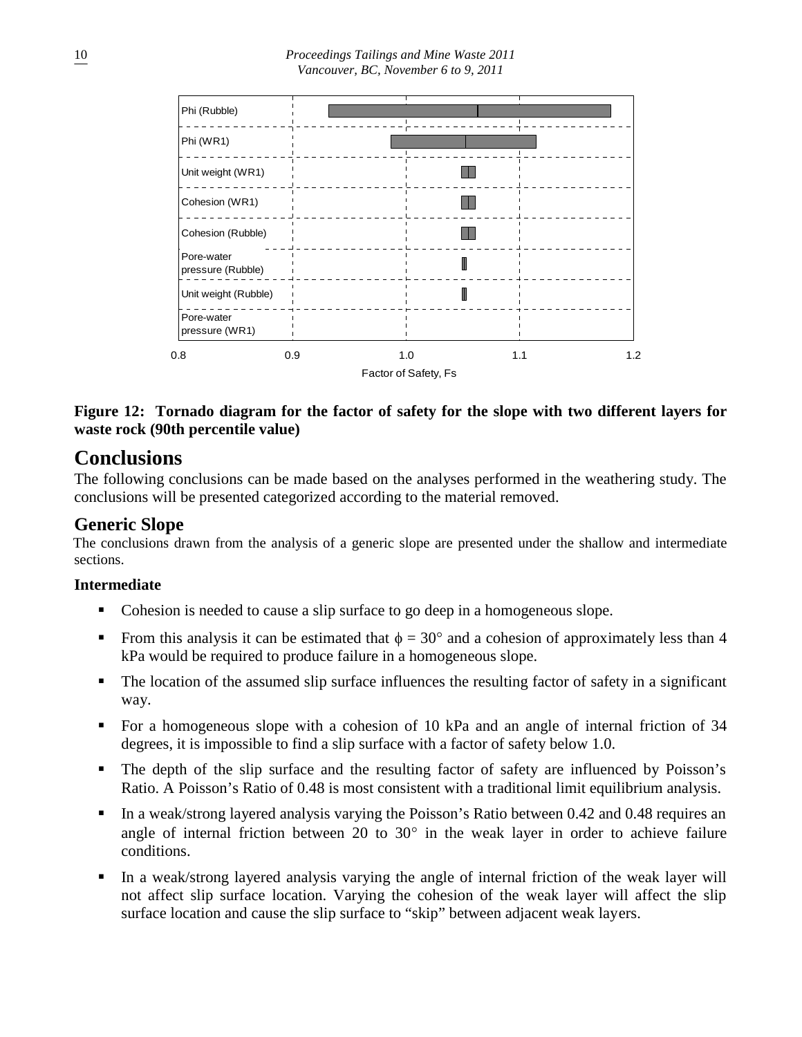**Figure 12: Tornado diagram for the factor of safety for the slope with two different layers for waste rock (90th percentile value)**

# Conclusions

The following conclusions can be made based on the analyses performed in the weathering study. The conclusions will be presented categorized according to the material removed.

## Generic Slope

The conclusions drawn from the analysis of a generic slope are presented under the shallow and intermediate sections.

### Intermediate

- Cohesion is needed to cause a slip surface to go deep in a homogeneous slope.
- From this analysis it can be estimated that $\phi = 30°$ and a cohesion of approximately less than 4 kPa would be required to produce failure in a homogeneous slope.
- The location of the assumed slip surface influences the resulting factor of safety in a significant way.
- For a homogeneous slope with a cohesion of 10 kPa and an angle of internal friction of 34 degrees, it is impossible to find a slip surface with a factor of safety below 1.0.
- The depth of the slip surface and the resulting factor of safety are influenced by Poisson's Ratio. A Poisson's Ratio of 0.48 is most consistent with a traditional limit equilibrium analysis.
- In a weak/strong layered analysis varying the Poisson's Ratio between 0.42 and 0.48 requires an angle of internal friction between 20 to 30° in the weak layer in order to achieve failure conditions.
- In a weak/strong layered analysis varying the angle of internal friction of the weak layer will not affect slip surface location. Varying the cohesion of the weak layer will affect the slip surface location and cause the slip surface to "skip" between adjacent weak layers.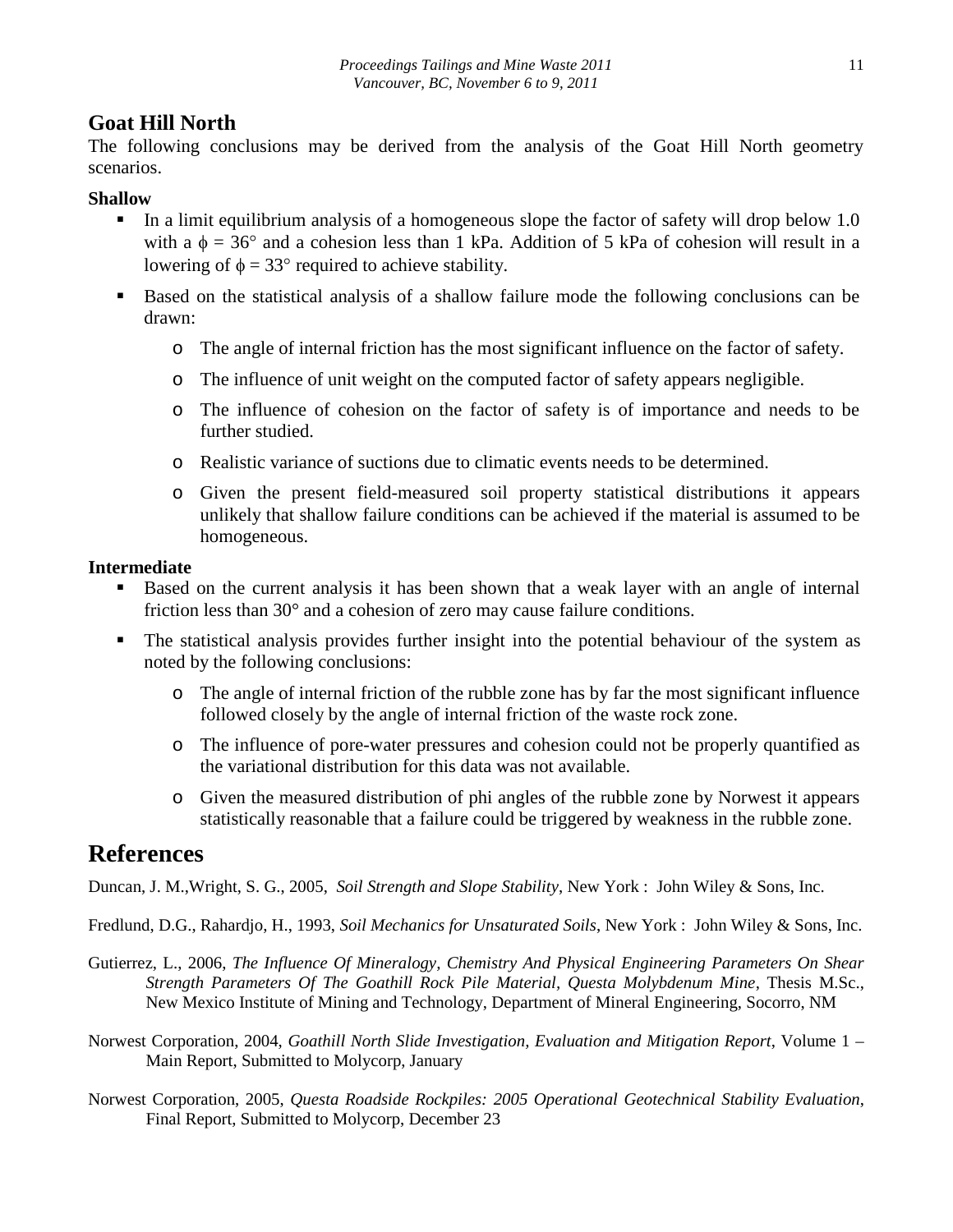## Goat Hill North

The following conclusions may be derived from the analysis of the Goat Hill North geometry scenarios.

### Shallow

- In a limit equilibrium analysis of a homogeneous slope the factor of safety will drop below 1.0 with a $\phi = 36°$ and a cohesion less than 1 kPa. Addition of 5 kPa of cohesion will result in a lowering of $\phi = 33°$ required to achieve stability.
- Based on the statistical analysis of a shallow failure mode the following conclusions can be drawn:
  - The angle of internal friction has the most significant influence on the factor of safety.
  - The influence of unit weight on the computed factor of safety appears negligible.
  - The influence of cohesion on the factor of safety is of importance and needs to be further studied.
  - Realistic variance of suctions due to climatic events needs to be determined.
  - Given the present field-measured soil property statistical distributions it appears unlikely that shallow failure conditions can be achieved if the material is assumed to be homogeneous.

### Intermediate

- Based on the current analysis it has been shown that a weak layer with an angle of internal friction less than 30° and a cohesion of zero may cause failure conditions.
- The statistical analysis provides further insight into the potential behaviour of the system as noted by the following conclusions:
  - The angle of internal friction of the rubble zone has by far the most significant influence followed closely by the angle of internal friction of the waste rock zone.
  - The influence of pore-water pressures and cohesion could not be properly quantified as the variational distribution for this data was not available.
  - Given the measured distribution of phi angles of the rubble zone by Norwest it appears statistically reasonable that a failure could be triggered by weakness in the rubble zone.

# References

Duncan, J. M.,Wright, S. G., 2005, *Soil Strength and Slope Stability*, New York : John Wiley & Sons, Inc.

Fredlund, D.G., Rahardjo, H., 1993, *Soil Mechanics for Unsaturated Soils*, New York : John Wiley & Sons, Inc.

Gutierrez, L., 2006, *The Influence Of Mineralogy, Chemistry And Physical Engineering Parameters On Shear Strength Parameters Of The Goathill Rock Pile Material, Questa Molybdenum Mine*, Thesis M.Sc., New Mexico Institute of Mining and Technology, Department of Mineral Engineering, Socorro, NM

Norwest Corporation, 2004, *Goathill North Slide Investigation, Evaluation and Mitigation Report*, Volume 1 – Main Report, Submitted to Molycorp, January

Norwest Corporation, 2005, *Questa Roadside Rockpiles: 2005 Operational Geotechnical Stability Evaluation*, Final Report, Submitted to Molycorp, December 23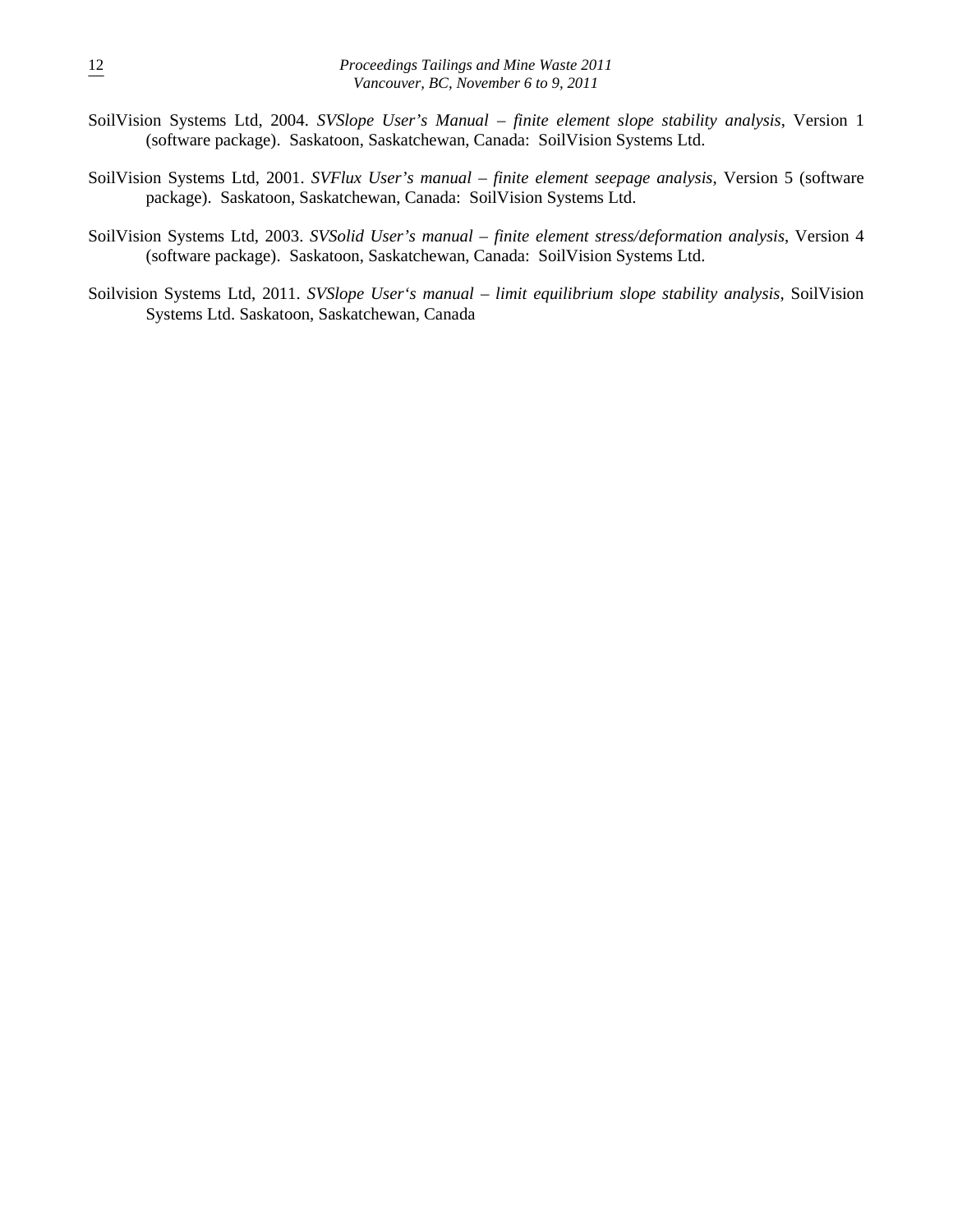SoilVision Systems Ltd, 2004. *SVSlope User's Manual – finite element slope stability analysis*, Version 1 (software package). Saskatoon, Saskatchewan, Canada: SoilVision Systems Ltd.

SoilVision Systems Ltd, 2001. *SVFlux User's manual – finite element seepage analysis*, Version 5 (software package). Saskatoon, Saskatchewan, Canada: SoilVision Systems Ltd.

SoilVision Systems Ltd, 2003. *SVSolid User's manual – finite element stress/deformation analysis*, Version 4 (software package). Saskatoon, Saskatchewan, Canada: SoilVision Systems Ltd.

Soilvision Systems Ltd, 2011. *SVSlope User's manual – limit equilibrium slope stability analysis*, SoilVision Systems Ltd. Saskatoon, Saskatchewan, Canada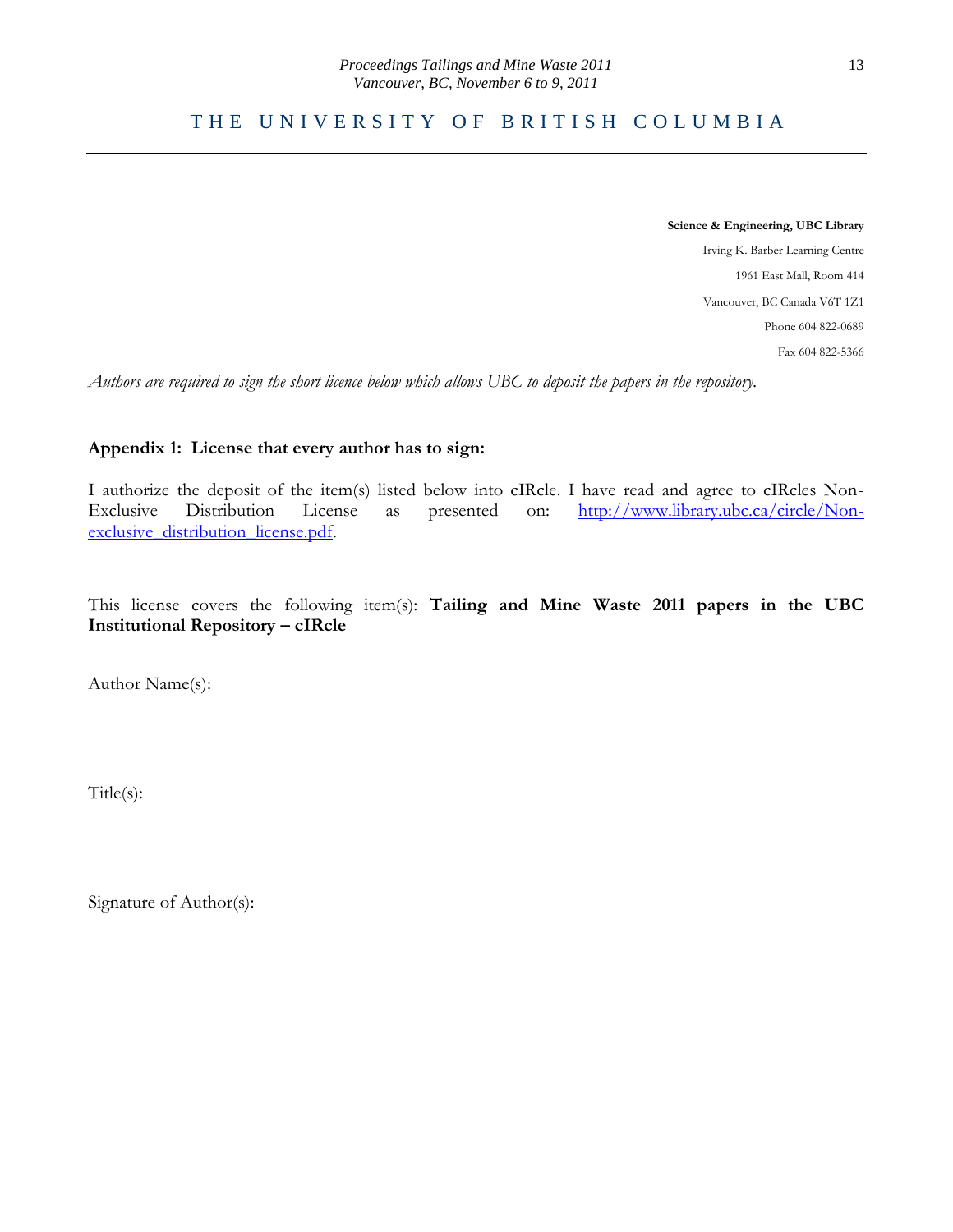THE UNIVERSITY OF BRITISH COLUMBIA

**Science & Engineering, UBC Library**

Irving K. Barber Learning Centre

1961 East Mall, Room 414

Vancouver, BC Canada V6T 1Z1

Phone 604 822-0689

Fax 604 822-5366

*Authors are required to sign the short licence below which allows UBC to deposit the papers in the repository.*

## Appendix 1: License that every author has to sign:

I authorize the deposit of the item(s) listed below into cIRcle. I have read and agree to cIRcles Non-Exclusive Distribution License as presented on: http://www.library.ubc.ca/circle/Non-exclusive_distribution_license.pdf.

This license covers the following item(s): **Tailing and Mine Waste 2011 papers in the UBC Institutional Repository – cIRcle**

Author Name(s):

Title(s):

Signature of Author(s):